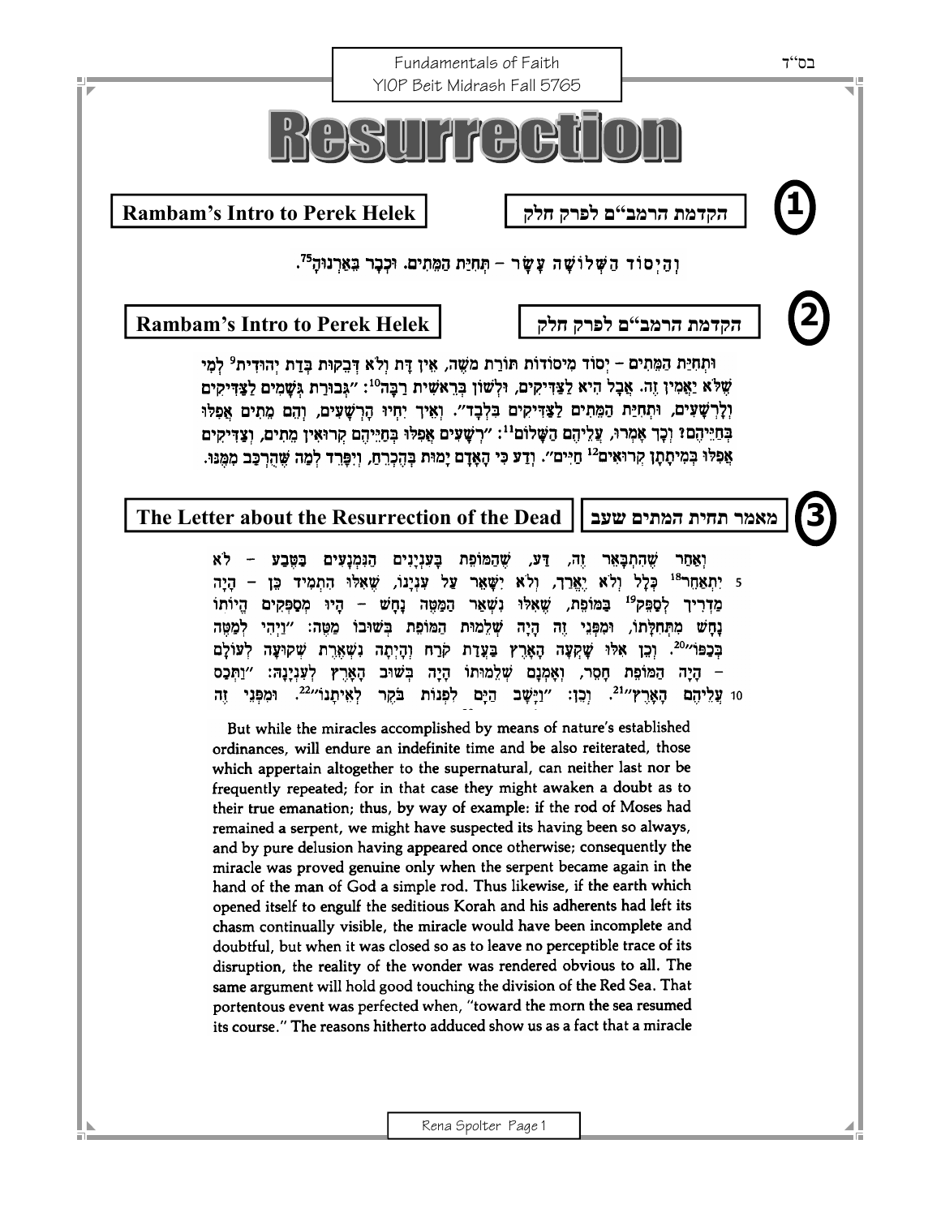Fundamentals of Faith
YIOP Beit Midrash Fall 5765

# Resurrection

## 1

**Rambam's Intro to Perek Helek** | **הקדמת הרמב"ם לפרק חלק**

וְהַיְסוֹד הַשְּׁלוֹשָׁה עָשָׂר – תְּחִיַּת הַמֵּתִים. וּכְבָר בֵּאַרְנוּהָ[75].

## 2

**Rambam's Intro to Perek Helek** | **הקדמת הרמב"ם לפרק חלק**

וּתְחִיַּת הַמֵּתִים – יְסוֹד מִיסוֹדוֹת תּוֹרַת מֹשֶׁה, אֵין דָּת וְלֹא דְּבֵקוּת בְּדַת יְהוּדִית[9] לְמִי שֶׁלֹּא יַאֲמִין זֶה. אֲבָל הִיא לַצַּדִּיקִים, וּלְשׁוֹן בְּרֵאשִׁית רַבָּה[10]: "גְּבוּרַת גְּשָׁמִים לַצַּדִּיקִים וְלָרְשָׁעִים, וּתְחִיַּת הַמֵּתִים לַצַּדִּיקִים בִּלְבַד". וְאֵיךְ יִחְיוּ הָרְשָׁעִים, וְהֵם מֵתִים אֲפִלּוּ בְּחַיֵּיהֶם? וְכָךְ אָמְרוּ, עֲלֵיהֶם הַשָּׁלוֹם[11]: "רְשָׁעִים אֲפִלּוּ בְּחַיֵּיהֶם קְרוּאִין מֵתִים, וְצַדִּיקִים אֲפִלּוּ בְּמִיתָתָן קְרוּאִים[12] חַיִּים". וְדַע כִּי הָאָדָם יָמוּת בְּהֶכְרֵחַ, וְיִפָּרֵד לְמַה שֶּׁהֻרְכַּב מִמֶּנּוּ.

## 3

**The Letter about the Resurrection of the Dead** | **מאמר תחית המתים שעב**

וְאַחַר שֶׁהִתְבָּאֵר זֶה, דַּע, שֶׁהַמּוֹפֵת בְּעִנְיָנִים הַנִּמְנָעִים בַּטֶּבַע – לֹא 5 יִתְאַחֵר[18] כְּלָל וְלֹא יֶאֱרַךְ, וְלֹא יִשָּׁאֵר עַל עִנְיָנוֹ, שֶׁאִלּוּ הִתְמִיד כֵּן – הָיָה מַדְרִיךְ לְסַפֵּק[19] בַּמּוֹפֵת, שֶׁאִלּוּ נִשְׁאַר הַמַּטֶּה נָחָשׁ – הָיוּ מְסַפְּקִים הֱיוֹתוֹ נָחָשׁ מִתְּחִלָּתוֹ, וּמִפְּנֵי זֶה הָיָה שְׁלֵמוּת הַמּוֹפֵת בְּשׁוּבוֹ מַטֶּה: "וַיְהִי לְמַטֶּה בְּכַפּוֹ"[20]. וְכֵן אִלּוּ שֶׁקָּעָה הָאָרֶץ בַּעֲדַת קֹרַח וְהָיְתָה נִשְׁאֶרֶת שְׁקוּעָה לְעוֹלָם – הָיָה הַמּוֹפֵת חָסֵר, וְאָמְנָם שְׁלֵמוּתוֹ הָיָה בְּשׁוּב הָאָרֶץ לְעִנְיָנָהּ: "וַתְּכַס 10 עֲלֵיהֶם הָאָרֶץ"[21]. וְכֵן: "וַיָּשָׁב הַיָּם לִפְנוֹת בֹּקֶר לְאֵיתָנוֹ"[22]. וּמִפְּנֵי זֶה

But while the miracles accomplished by means of nature's established ordinances, will endure an indefinite time and be also reiterated, those which appertain altogether to the supernatural, can neither last nor be frequently repeated; for in that case they might awaken a doubt as to their true emanation; thus, by way of example: if the rod of Moses had remained a serpent, we might have suspected its having been so always, and by pure delusion having appeared once otherwise; consequently the miracle was proved genuine only when the serpent became again in the hand of the man of God a simple rod. Thus likewise, if the earth which opened itself to engulf the seditious Korah and his adherents had left its chasm continually visible, the miracle would have been incomplete and doubtful, but when it was closed so as to leave no perceptible trace of its disruption, the reality of the wonder was rendered obvious to all. The same argument will hold good touching the division of the Red Sea. That portentous event was perfected when, "toward the morn the sea resumed its course." The reasons hitherto adduced show us as a fact that a miracle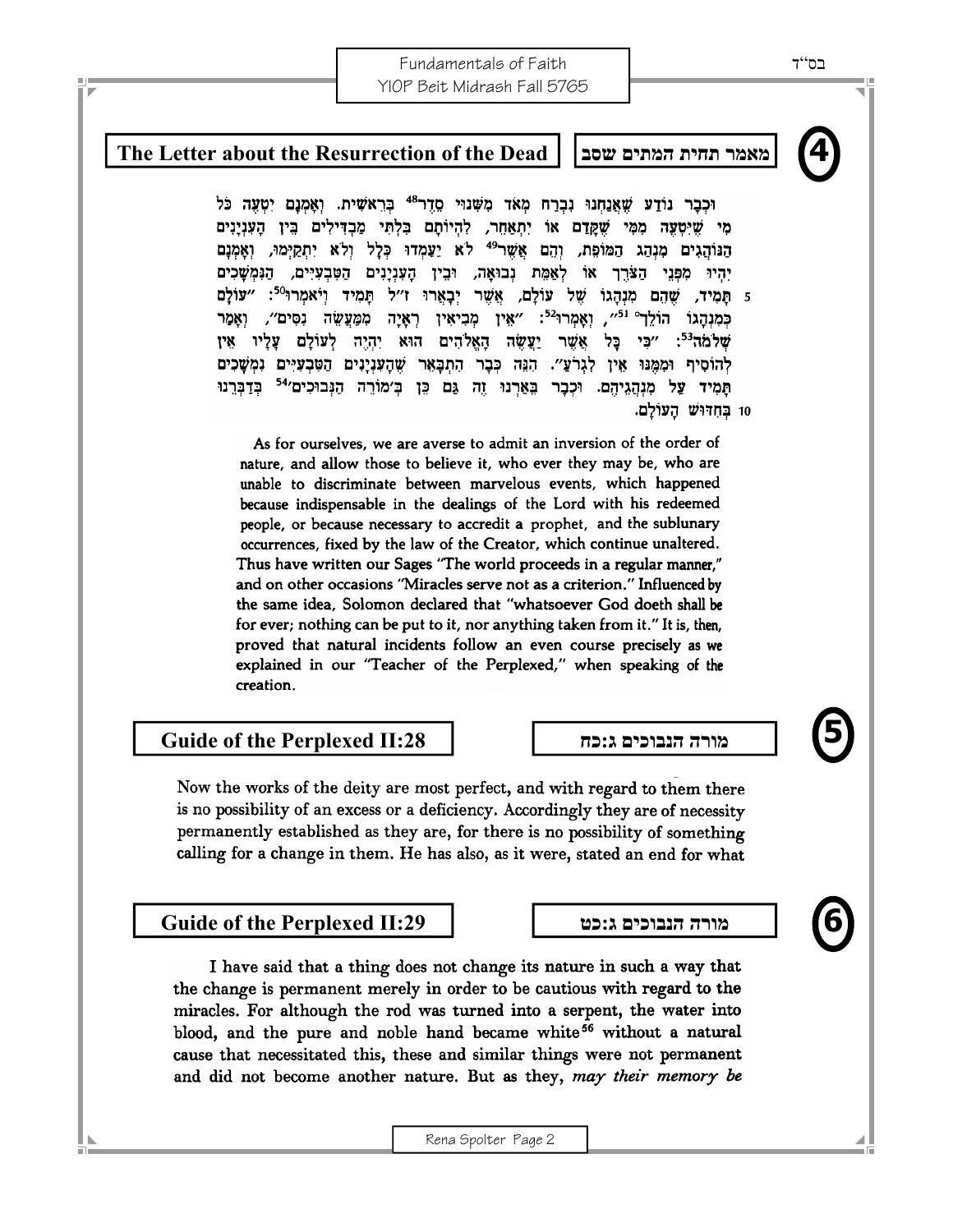## 4 The Letter about the Resurrection of the Dead | מאמר תחית המתים שסב

וּכְבָר נוֹדַע שֶׁאֲנַחְנוּ נִבְרַח מְאֹד מִשִּׁנּוּי סֵדֶר[48] בְּרֵאשִׁית. וְאָמְנָם יִטְעֶה כֹּל מִי שֶׁיִּטְעֶה מִמִּי שֶׁקָּדַם אוֹ יִתְאַחֵר, לִהְיוֹתָם בִּלְתִּי מַבְדִּילִים בֵּין הָעִנְיָנִים הַנּוֹהֲגִים מִנְהַג הַמּוֹפֵת, וְהֵם אֲשֶׁר[49] לֹא יַעַמְדוּ כְּלָל וְלֹא יִתְקַיְּמוּ, וְאָמְנָם יִהְיוּ מִפְּנֵי הַצֹּרֶךְ אוֹ לַאֲמִתַּת נְבוּאָה, וּבֵין הָעִנְיָנִים הַטִּבְעִיִּים, הַנִּמְשָׁכִים 5 תָּמִיד, שֶׁהֵם מִנְהָגוֹ שֶׁל עוֹלָם, אֲשֶׁר יְבָאֲרוּ ז"ל תָּמִיד וְיֹאמְרוּ[50]: "עוֹלָם כְּמִנְהָגוֹ הוֹלֵךְ"[51], וְאָמְרוּ[52]: "אֵין מְבִיאִין רְאָיָה מִמַּעֲשֵׂה נִסִּים", וְאָמַר שְׁלֹמֹה[53]: "כִּי כָּל אֲשֶׁר יַעֲשֶׂה הָאֱלֹהִים הוּא יִהְיֶה לְעוֹלָם עָלָיו אֵין לְהוֹסִיף וּמִמֶּנּוּ אֵין לִגְרֹעַ". הִנֵּה כְּבָר הִתְבָּאֵר שֶׁהָעִנְיָנִים הַטִּבְעִיִּים נִמְשָׁכִים תָּמִיד עַל מִנְהֲגֵיהֶם. וּכְבָר בֵּאַרְנוּ זֶה גַּם כֵּן בְּ'מוֹרֵה הַנְּבוּכִים'[54] בְּדַבְּרֵנוּ 10 בְּחִדּוּשׁ הָעוֹלָם.

As for ourselves, we are averse to admit an inversion of the order of nature, and allow those to believe it, who ever they may be, who are unable to discriminate between marvelous events, which happened because indispensable in the dealings of the Lord with his redeemed people, or because necessary to accredit a prophet, and the sublunary occurrences, fixed by the law of the Creator, which continue unaltered. Thus have written our Sages "The world proceeds in a regular manner," and on other occasions "Miracles serve not as a criterion." Influenced by the same idea, Solomon declared that "whatsoever God doeth shall be for ever; nothing can be put to it, nor anything taken from it." It is, then, proved that natural incidents follow an even course precisely as we explained in our "Teacher of the Perplexed," when speaking of the creation.

## 5 Guide of the Perplexed II:28 | מורה הנבוכים ג:כח

Now the works of the deity are most perfect, and with regard to them there is no possibility of an excess or a deficiency. Accordingly they are of necessity permanently established as they are, for there is no possibility of something calling for a change in them. He has also, as it were, stated an end for what

## 6 Guide of the Perplexed II:29 | מורה הנבוכים ג:כט

I have said that a thing does not change its nature in such a way that the change is permanent merely in order to be cautious with regard to the miracles. For although the rod was turned into a serpent, the water into blood, and the pure and noble hand became white[56] without a natural cause that necessitated this, these and similar things were not permanent and did not become another nature. But as they, *may their memory be*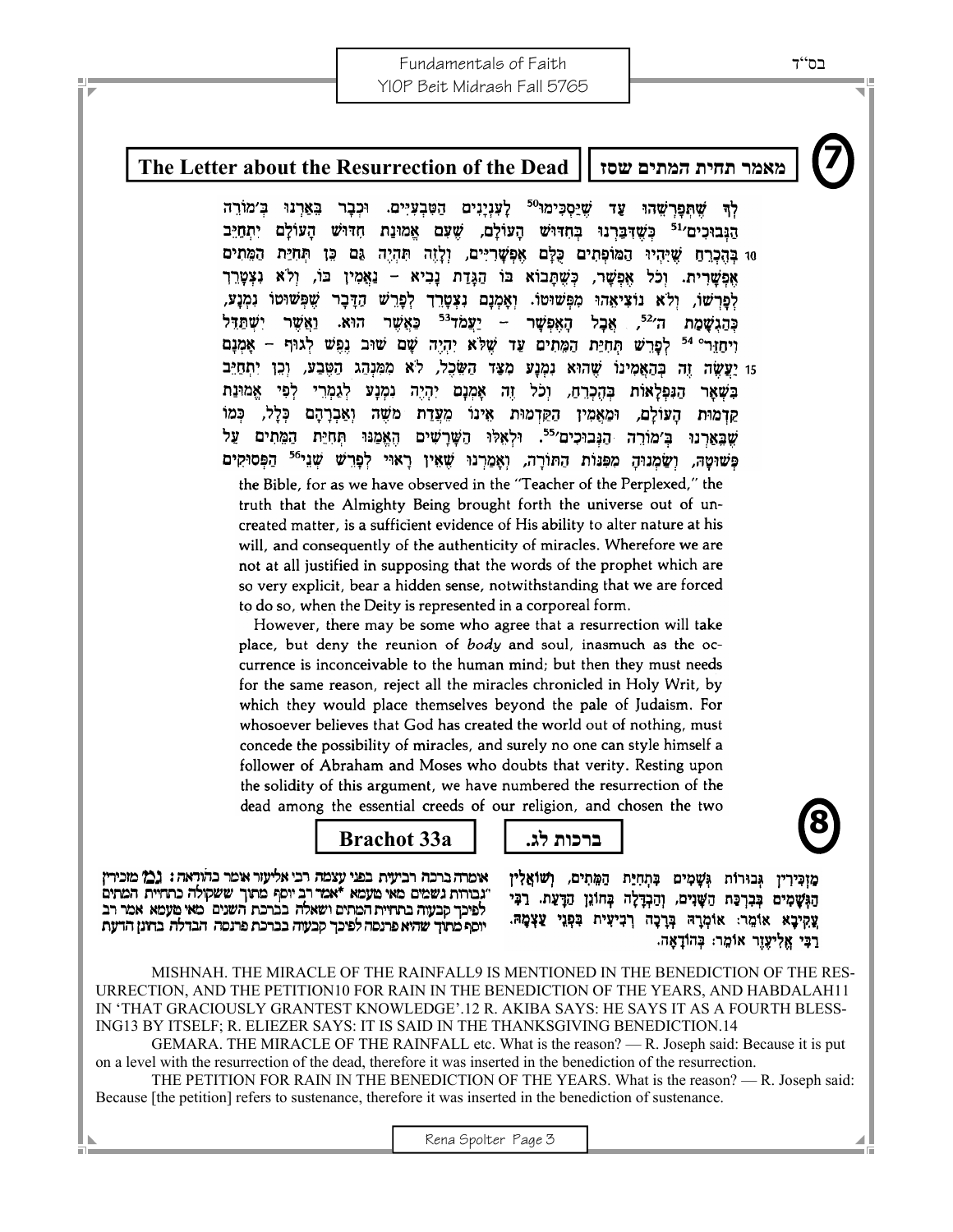## 7 The Letter about the Resurrection of the Dead | מאמר תחית המתים שסז

לְךָ שֶׁתְּפָרְשֵׁהוּ עַד שֶׁיַּסְכִּימוּ[50] לְעִנְיָנִים הַטִּבְעִיִּים. וּכְבָר בֵּאַרְנוּ בְּ'מוֹרֵה הַנְּבוּכִים'[51] כְּשֶׁדִּבַּרְנוּ בְּחִדּוּשׁ הָעוֹלָם, שֶׁעִם אֱמוּנַת חִדּוּשׁ הָעוֹלָם יִתְחַיֵּב 10 בְּהֶכְרֵחַ שֶׁיִּהְיוּ הַמּוֹפְתִים כֻּלָּם אֶפְשָׁרִיִּים, וְלָזֶה תִּהְיֶה גַּם כֵּן תְּחִיַּת הַמֵּתִים אֶפְשָׁרִית. וְכָל אֶפְשָׁר, כְּשֶׁתָּבוֹא בּוֹ הַגָּדַת נָבִיא – נַאֲמִין בּוֹ, וְלֹא נִצְטָרֵךְ לְפָרְשׁוֹ, וְלֹא נוֹצִיאֵהוּ מִפְּשׁוּטוֹ. וְאָמְנָם נִצְטָרֵךְ לְפָרֵשׁ הַדָּבָר שֶׁפְּשׁוּטוֹ נִמְנָע, כְּהַגְשָׁמַת ה'[52], אֲבָל הָאֶפְשָׁר – יַעֲמֹד[53] כַּאֲשֶׁר הוּא. וַאֲשֶׁר יִשְׁתַּדֵּל וִיחַזֵּר[54] לְפָרֵשׁ תְּחִיַּת הַמֵּתִים עַד שֶׁלֹּא יִהְיֶה שָׁם שׁוּב נֶפֶשׁ לְגוּף – אָמְנָם 15 יַעֲשֶׂה זֶה בְּהַאֲמִינוֹ שֶׁהוּא נִמְנָע מִצַּד הַשֵּׂכֶל, לֹא מִמִּנְהַג הַטֶּבַע, וְכֵן יִתְחַיֵּב בִּשְׁאָר הַנִּפְלָאוֹת בְּהֶכְרֵחַ, וְכָל זֶה אָמְנָם יִהְיֶה נִמְנָע לְגַמְרֵי לְפִי אֱמוּנַת קַדְמוּת הָעוֹלָם, וּמַאֲמִין הַקַּדְמוּת אֵינוֹ מֵעֲדַת מֹשֶׁה וְאַבְרָהָם כְּלָל, כְּמוֹ שֶׁבֵּאַרְנוּ בְּ'מוֹרֵה הַנְּבוּכִים'[55]. וּלְאֵלּוּ הַשָּׁרָשִׁים הֶאֱמַנּוּ תְּחִיַּת הַמֵּתִים עַל פְּשׁוּטָהּ, וְשַׂמְנוּהָ מִפִּנּוֹת הַתּוֹרָה, וְאָמַרְנוּ שֶׁאֵין רָאוּי לְפָרֵשׁ שְׁנֵי[56] הַפְּסוּקִים

the Bible, for as we have observed in the "Teacher of the Perplexed," the truth that the Almighty Being brought forth the universe out of uncreated matter, is a sufficient evidence of His ability to alter nature at his will, and consequently of the authenticity of miracles. Wherefore we are not at all justified in supposing that the words of the prophet which are so very explicit, bear a hidden sense, notwithstanding that we are forced to do so, when the Deity is represented in a corporeal form.

However, there may be some who agree that a resurrection will take place, but deny the reunion of *body* and soul, inasmuch as the occurrence is inconceivable to the human mind; but then they must needs for the same reason, reject all the miracles chronicled in Holy Writ, by which they would place themselves beyond the pale of Judaism. For whosoever believes that God has created the world out of nothing, must concede the possibility of miracles, and surely no one can style himself a follower of Abraham and Moses who doubts that verity. Resting upon the solidity of this argument, we have numbered the resurrection of the dead among the essential creeds of our religion, and chosen the two

## 8 Brachot 33a | ברכות לג.

מַזְכִּירִין גְּבוּרוֹת גְּשָׁמִים בִּתְחִיַּת הַמֵּתִים, וְשׁוֹאֲלִין הַגְּשָׁמִים בְּבִרְכַּת הַשָּׁנִים, וְהַבְדָּלָה בְּחוֹנֵן הַדַּעַת. רַבִּי עֲקִיבָא אוֹמֵר: אוֹמְרָהּ בְּרָכָה רְבִיעִית בִּפְנֵי עַצְמָהּ. רַבִּי אֱלִיעֶזֶר אוֹמֵר: בְּהוֹדָאָה.

אומרה ברכה רביעית בפני עצמה רבי אליעזר אומר בהודאה: **גמ'** מזכירין "גבורות גשמים מאי טעמא *אמר רב יוסף מתוך ששקולה כתחיית המתים לפיכך קבעוה בתחיית המתים ושאלה בברכת השנים מאי טעמא אמר רב יוסף מתוך שהיא פרנסה לפיכך קבעוה בברכת פרנסה הבדלה בחונן הדעת

MISHNAH. THE MIRACLE OF THE RAINFALL9 IS MENTIONED IN THE BENEDICTION OF THE RESURRECTION, AND THE PETITION10 FOR RAIN IN THE BENEDICTION OF THE YEARS, AND HABDALAH11 IN 'THAT GRACIOUSLY GRANTEST KNOWLEDGE'.12 R. AKIBA SAYS: HE SAYS IT AS A FOURTH BLESSING13 BY ITSELF; R. ELIEZER SAYS: IT IS SAID IN THE THANKSGIVING BENEDICTION.14

GEMARA. THE MIRACLE OF THE RAINFALL etc. What is the reason? — R. Joseph said: Because it is put on a level with the resurrection of the dead, therefore it was inserted in the benediction of the resurrection.

THE PETITION FOR RAIN IN THE BENEDICTION OF THE YEARS. What is the reason? — R. Joseph said: Because [the petition] refers to sustenance, therefore it was inserted in the benediction of sustenance.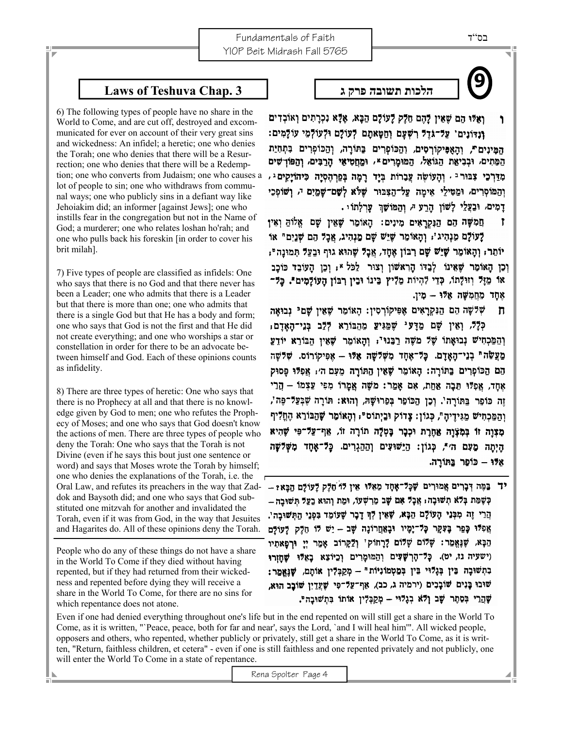# Laws of Teshuva Chap. 3

# הלכות תשובה פרק ג

6) The following types of people have no share in the World to Come, and are cut off, destroyed and excommunicated for ever on account of their very great sins and wickedness: An infidel; a heretic; one who denies the Torah; one who denies that there will be a Resurrection; one who denies that there will be a Redemption; one who converts from Judaism; one who causes a lot of people to sin; one who withdraws from communal ways; one who publicly sins in a defiant way like Jehoiakim did; an informer [against Jews]; one who instills fear in the congregation but not in the Name of God; a murderer; one who relates loshan ho'rah; and one who pulls back his foreskin [in order to cover his brit milah].

7) Five types of people are classified as infidels: One who says that there is no God and that there never has been a Leader; one who admits that there is a Leader but that there is more than one; one who admits that there is a single God but that He has a body and form; one who says that God is not the first and that He did not create everything; and one who worships a star or constellation in order for there to be an advocate between himself and God. Each of these opinions counts as infidelity.

8) There are three types of heretic: One who says that there is no Prophecy at all and that there is no knowledge given by God to men; one who refutes the Prophecy of Moses; and one who says that God doesn't know the actions of men. There are three types of people who deny the Torah: One who says that the Torah is not Divine (even if he says this bout just one sentence or word) and says that Moses wrote the Torah by himself; one who denies the explanations of the Torah, i.e. the Oral Law, and refutes its preachers in the way that Zaddok and Baysoth did; and one who says that God substituted one mitzvah for another and invalidated the Torah, even if it was from God, in the way that Jesuites and Hagarites do. All of these opinions deny the Torah.

People who do any of these things do not have a share in the World To Come if they died without having repented, but if they had returned from their wickedness and repented before dying they will receive a share in the World To Come, for there are no sins for which repentance does not atone.

Even if one had denied everything throughout one's life but in the end repented on will still get a share in the World To Come, as it is written, "'Peace, peace, both for far and near', says the Lord, 'and I will heal him'". All wicked people, opposers and others, who repented, whether publicly or privately, still get a share in the World To Come, as it is written, "Return, faithless children, et cetera" - even if one is still faithless and one repented privately and not publicly, one will enter the World To Come in a state of repentance.

ו ואלו הם שאין להם חלק לעולם הבא, אלא נכרתים ואובדים ונדונים על גודל רשעם וחטאתם לעולם ולעולמי עולמים: המינים, והאפיקורסים, והכופרים בתורה, והכופרים בתחית המתים, ובביאת הגואל, המומרים, ומחטיאי הרבים, והפורשים מדרכי צבור, והעושה עבירות ביד רמה בפרהסיא כיהויקים, והמוסרים, ומטילי אימה על הצבור שלא לשם שמים, ושופכי דמים, ובעלי לשון הרע, והמושך ערלתו.

ז חמשה הם הנקראים מינים: האומר שאין שם אלוה ואין לעולם מנהיג; והאומר שיש שם מנהיג, אבל הם שנים או יותר; והאומר שיש שם רבון אחד, אבל שהוא גוף ובעל תמונה; וכן האומר שאינו לבדו הראשון וצור לכל; וכן העובד כוכב או מזל וזולתו, כדי להיות מליץ בינו ובין רבון העולמים. כל אחד מחמשה אלו — מין.

ח שלשה הם הנקראים אפיקורסין: האומר שאין שם נבואה כלל, ואין שם מדע שמגיע מהבורא ללב בני האדם; והמכחיש נבואתו של משה רבנו; והאומר שאין הבורא יודע מעשה בני האדם. כל אחד משלשה אלו — אפיקורוס. שלשה הם הכופרים בתורה: האומר שאין התורה מעם ה'; אפילו פסוק אחד, אפילו תבה אחת, אם אמר: משה אמרו מפי עצמו — הרי זה כופר בתורה. וכן הכופר בפרושה, והוא: תורה שבעל פה, והמכחיש מגידיה, כגון: צדוק ובייתוס; והאומר שהבורא החליף מצוה זו במצוה אחרת וכבר בטלה תורה זו, אף על פי שהיא היתה מעם ה', כגון: הישועים וההגרים. כל אחד משלשה אלו — כופר בתורה.

יד במה דברים אמורים שכל אחד מאלו אין לו חלק לעולם הבא? — כשמת בלא תשובה; אבל אם שב מרשעו, ומת והוא בעל תשובה — הרי זה מבני העולם הבא, שאין לך דבר שעומד בפני התשובה. אפילו כפר בעקר כל ימיו ובאחרונה שב — יש לו חלק לעולם הבא, שנאמר: שלום שלום לרחוק ולקרוב אמר יי ורפאתיו (ישעיה נז, יט). כל הרשעים והמומרים וכיוצא באלו שחזרו בתשובה בין בגלוי בין במטמוניות — מקבלין אותם, שנאמר: שובו בנים שובבים (ירמיה ג, כב), אף על פי שעדיין שובב הוא, שהרי בסתר שב ולא בגלוי — מקבלין אותו בתשובה.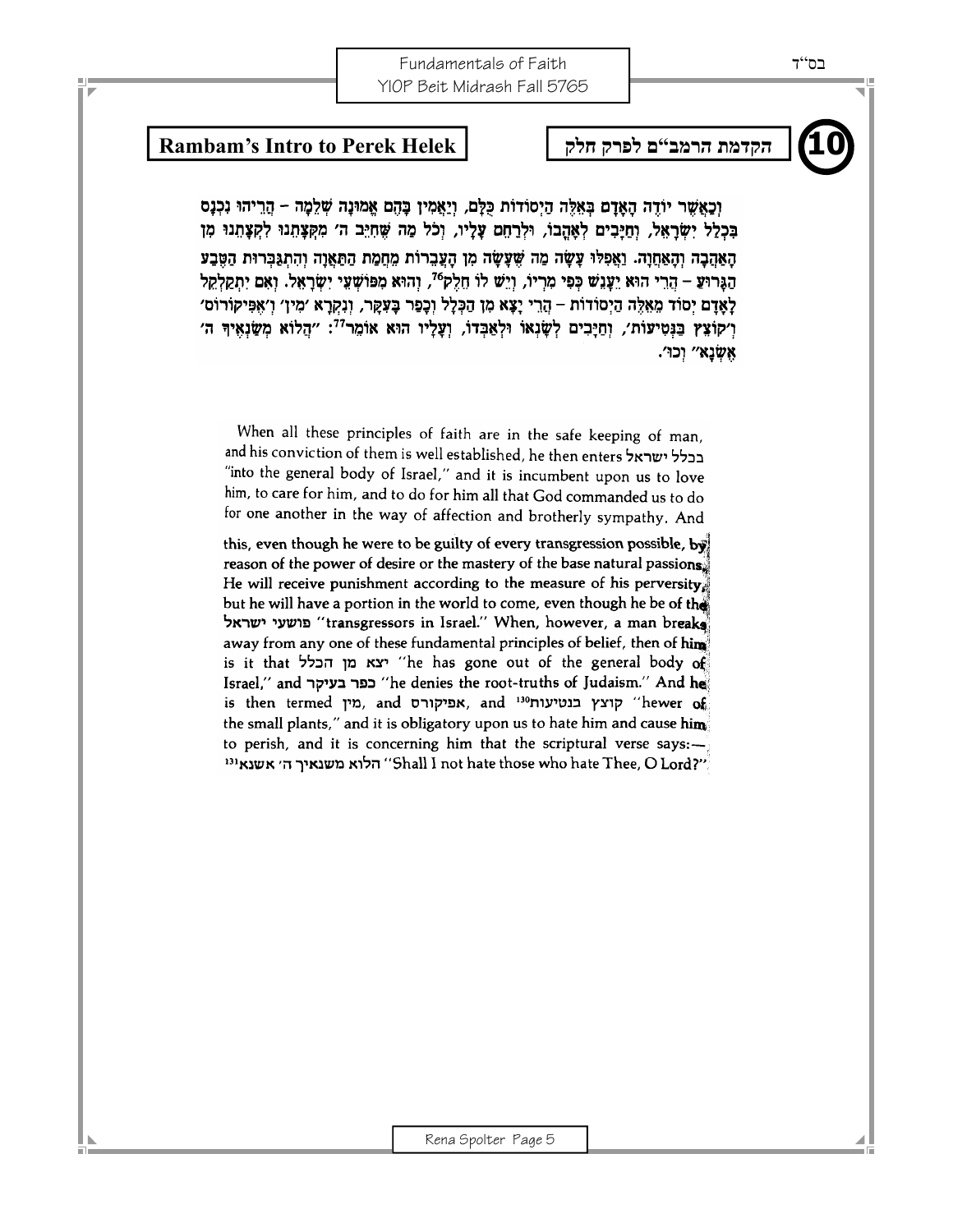## Rambam's Intro to Perek Helek

## הקדמת הרמב"ם לפרק חלק

**10**

וְכַאֲשֶׁר יוֹדֶה הָאָדָם בְּאֵלֶּה הַיְסוֹדוֹת כֻּלָּם, וְיַאֲמִין בָּהֶם אֱמוּנָה שְׁלֵמָה – הֲרֵיהוּ נִכְנָס בִּכְלַל יִשְׂרָאֵל, וְחַיָּבִים לְאַהֲבוֹ, וּלְרַחֵם עָלָיו, וְכֹל מַה שֶּׁחִיֵּב ה' מִקְּצָתֵנוּ לִקְצָתֵנוּ מִן הָאַהֲבָה וְהָאַחֲוָה. וַאֲפִלּוּ עָשָׂה מַה שֶּׁעָשָׂה מִן הָעֲבֵרוֹת מֵחֲמַת הַתַּאֲוָה וְהִתְגַּבְּרוּת הַטֶּבַע הַגָּרוּעַ – הֲרֵי הוּא יֵעָנֵשׁ כְּפִי מִרְיוֹ, וְיֵשׁ לוֹ חֵלֶק[76], וְהוּא מִפּוֹשְׁעֵי יִשְׂרָאֵל. וְאִם יִתְקַלְקֵל לְאָדָם יְסוֹד מֵאֵלֶּה הַיְסוֹדוֹת – הֲרֵי יָצָא מִן הַכְּלָל וְכָפַר בָּעִקָּר, וְנִקְרָא 'מִין' וְ'אֶפִּיקוֹרוֹס' וְ'קוֹצֵץ בַּנְּטִיעוֹת', וְחַיָּבִים לִשְׂנֹאתוֹ וּלְאַבְּדוֹ, וְעָלָיו הוּא אוֹמֵר[77]: "הֲלוֹא מְשַׂנְאֶיךָ ה' אֶשְׂנָא" וכו'.

When all these principles of faith are in the safe keeping of man, and his conviction of them is well established, he then enters בכלל ישראל "into the general body of Israel," and it is incumbent upon us to love him, to care for him, and to do for him all that God commanded us to do for one another in the way of affection and brotherly sympathy. And this, even though he were to be guilty of every transgression possible, by reason of the power of desire or the mastery of the base natural passions. He will receive punishment according to the measure of his perversity, but he will have a portion in the world to come, even though he be of the פושעי ישראל "transgressors in Israel." When, however, a man breaks away from any one of these fundamental principles of belief, then of him is it that יצא מן הכלל "he has gone out of the general body of Israel," and כפר בעיקר "he denies the root-truths of Judaism." And he is then termed מין, and אפיקורס, and [130]קוצץ בנטיעות "hewer of the small plants," and it is obligatory upon us to hate him and cause him to perish, and it is concerning him that the scriptural verse says:— [131]הלוא משנאיך ה' אשנא "Shall I not hate those who hate Thee, O Lord?"